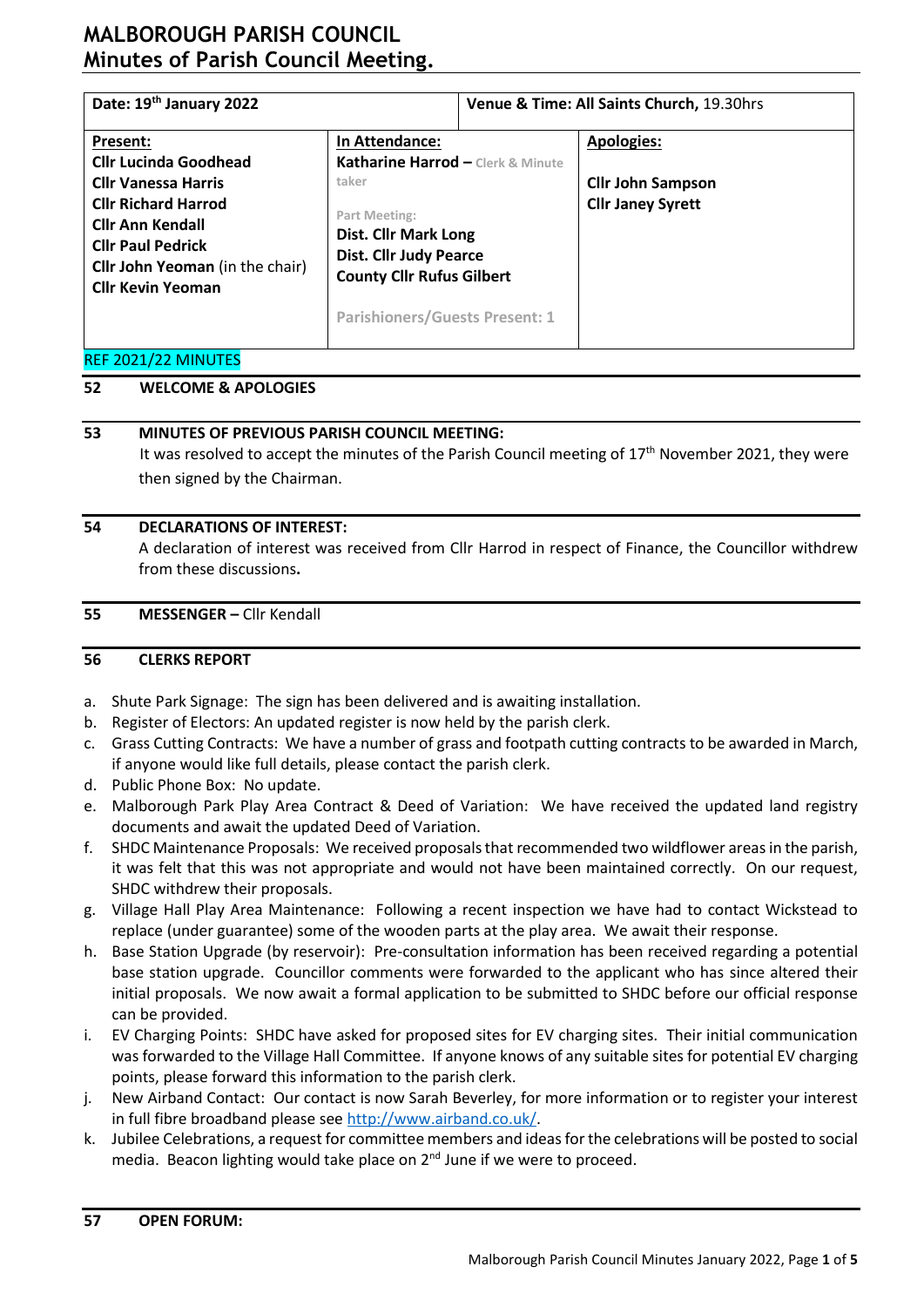# MALBOROUGH PARISH COUNCIL
# Minutes of Parish Council Meeting.

| Date: 19th January 2022 | | Venue & Time: All Saints Church, 19.30hrs |
|---|---|---|
| **Present:**<br>**Cllr Lucinda Goodhead**<br>**Cllr Vanessa Harris**<br>**Cllr Richard Harrod**<br>**Cllr Ann Kendall**<br>**Cllr Paul Pedrick**<br>**Cllr John Yeoman** (in the chair)<br>**Cllr Kevin Yeoman** | **In Attendance:**<br>**Katharine Harrod –** Clerk & Minute taker<br><br>Part Meeting:<br>**Dist. Cllr Mark Long**<br>**Dist. Cllr Judy Pearce**<br>**County Cllr Rufus Gilbert**<br><br>Parishioners/Guests Present: 1 | **Apologies:**<br><br>**Cllr John Sampson**<br>**Cllr Janey Syrett** |

REF 2021/22 MINUTES

**52 WELCOME & APOLOGIES**

**53 MINUTES OF PREVIOUS PARISH COUNCIL MEETING:**

It was resolved to accept the minutes of the Parish Council meeting of 17th November 2021, they were then signed by the Chairman.

**54 DECLARATIONS OF INTEREST:**

A declaration of interest was received from Cllr Harrod in respect of Finance, the Councillor withdrew from these discussions**.**

**55 MESSENGER –** Cllr Kendall

**56 CLERKS REPORT**

a. Shute Park Signage: The sign has been delivered and is awaiting installation.
b. Register of Electors: An updated register is now held by the parish clerk.
c. Grass Cutting Contracts: We have a number of grass and footpath cutting contracts to be awarded in March, if anyone would like full details, please contact the parish clerk.
d. Public Phone Box: No update.
e. Malborough Park Play Area Contract & Deed of Variation: We have received the updated land registry documents and await the updated Deed of Variation.
f. SHDC Maintenance Proposals: We received proposals that recommended two wildflower areas in the parish, it was felt that this was not appropriate and would not have been maintained correctly. On our request, SHDC withdrew their proposals.
g. Village Hall Play Area Maintenance: Following a recent inspection we have had to contact Wickstead to replace (under guarantee) some of the wooden parts at the play area. We await their response.
h. Base Station Upgrade (by reservoir): Pre-consultation information has been received regarding a potential base station upgrade. Councillor comments were forwarded to the applicant who has since altered their initial proposals. We now await a formal application to be submitted to SHDC before our official response can be provided.
i. EV Charging Points: SHDC have asked for proposed sites for EV charging sites. Their initial communication was forwarded to the Village Hall Committee. If anyone knows of any suitable sites for potential EV charging points, please forward this information to the parish clerk.
j. New Airband Contact: Our contact is now Sarah Beverley, for more information or to register your interest in full fibre broadband please see http://www.airband.co.uk/.
k. Jubilee Celebrations, a request for committee members and ideas for the celebrations will be posted to social media. Beacon lighting would take place on 2nd June if we were to proceed.

**57 OPEN FORUM:**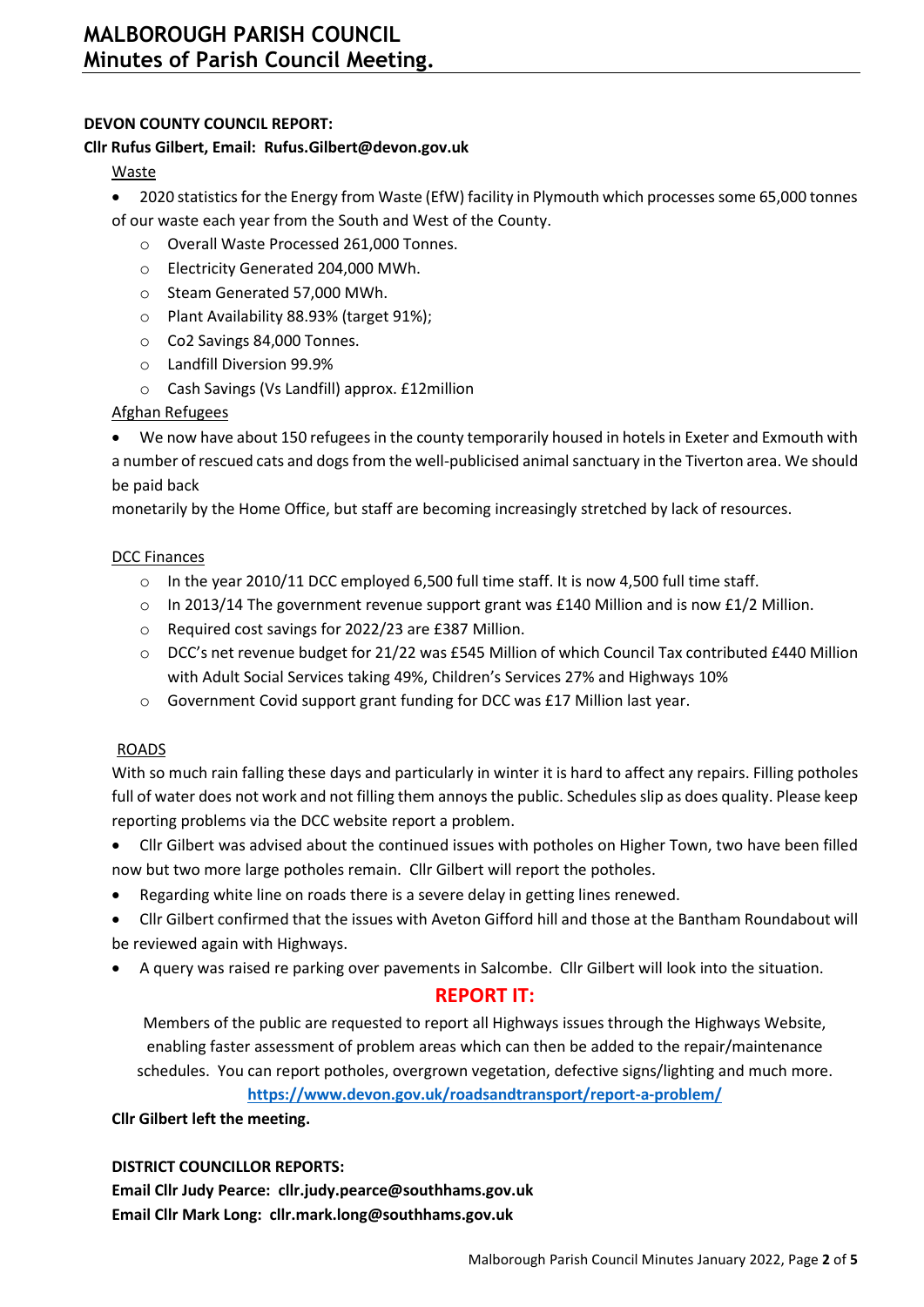**DEVON COUNTY COUNCIL REPORT:**

**Cllr Rufus Gilbert, Email: Rufus.Gilbert@devon.gov.uk**

Waste

- 2020 statistics for the Energy from Waste (EfW) facility in Plymouth which processes some 65,000 tonnes of our waste each year from the South and West of the County.
    - Overall Waste Processed 261,000 Tonnes.
    - Electricity Generated 204,000 MWh.
    - Steam Generated 57,000 MWh.
    - Plant Availability 88.93% (target 91%);
    - Co2 Savings 84,000 Tonnes.
    - Landfill Diversion 99.9%
    - Cash Savings (Vs Landfill) approx. £12million

Afghan Refugees

- We now have about 150 refugees in the county temporarily housed in hotels in Exeter and Exmouth with a number of rescued cats and dogs from the well-publicised animal sanctuary in the Tiverton area. We should be paid back

monetarily by the Home Office, but staff are becoming increasingly stretched by lack of resources.

DCC Finances

- In the year 2010/11 DCC employed 6,500 full time staff. It is now 4,500 full time staff.
- In 2013/14 The government revenue support grant was £140 Million and is now £1/2 Million.
- Required cost savings for 2022/23 are £387 Million.
- DCC's net revenue budget for 21/22 was £545 Million of which Council Tax contributed £440 Million with Adult Social Services taking 49%, Children's Services 27% and Highways 10%
- Government Covid support grant funding for DCC was £17 Million last year.

ROADS

With so much rain falling these days and particularly in winter it is hard to affect any repairs. Filling potholes full of water does not work and not filling them annoys the public. Schedules slip as does quality. Please keep reporting problems via the DCC website report a problem.

- Cllr Gilbert was advised about the continued issues with potholes on Higher Town, two have been filled now but two more large potholes remain. Cllr Gilbert will report the potholes.
- Regarding white line on roads there is a severe delay in getting lines renewed.
- Cllr Gilbert confirmed that the issues with Aveton Gifford hill and those at the Bantham Roundabout will be reviewed again with Highways.
- A query was raised re parking over pavements in Salcombe. Cllr Gilbert will look into the situation.

## REPORT IT:

Members of the public are requested to report all Highways issues through the Highways Website, enabling faster assessment of problem areas which can then be added to the repair/maintenance schedules. You can report potholes, overgrown vegetation, defective signs/lighting and much more.

**https://www.devon.gov.uk/roadsandtransport/report-a-problem/**

**Cllr Gilbert left the meeting.**

**DISTRICT COUNCILLOR REPORTS:**

**Email Cllr Judy Pearce: cllr.judy.pearce@southhams.gov.uk**

**Email Cllr Mark Long: cllr.mark.long@southhams.gov.uk**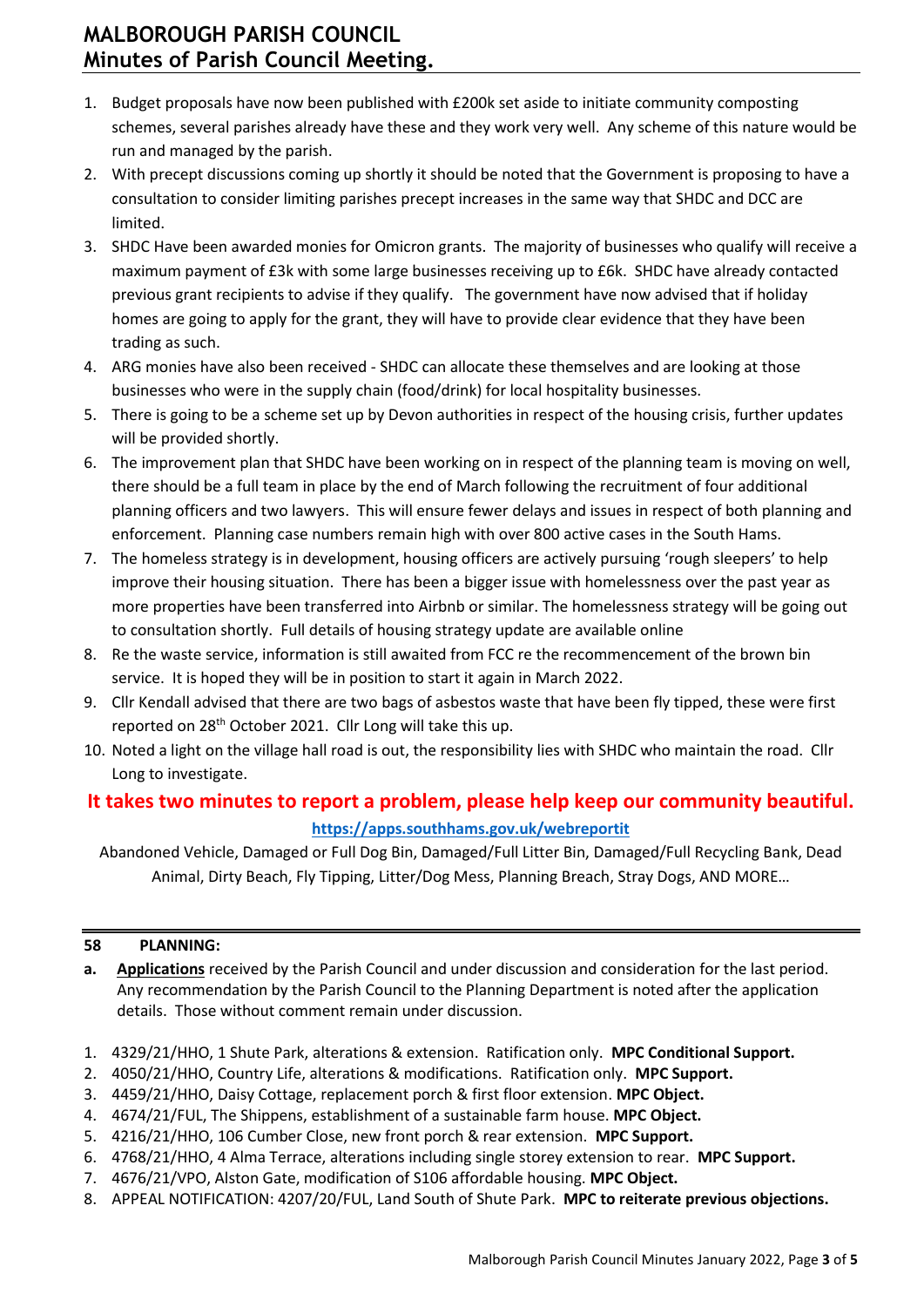1. Budget proposals have now been published with £200k set aside to initiate community composting schemes, several parishes already have these and they work very well. Any scheme of this nature would be run and managed by the parish.
2. With precept discussions coming up shortly it should be noted that the Government is proposing to have a consultation to consider limiting parishes precept increases in the same way that SHDC and DCC are limited.
3. SHDC Have been awarded monies for Omicron grants. The majority of businesses who qualify will receive a maximum payment of £3k with some large businesses receiving up to £6k. SHDC have already contacted previous grant recipients to advise if they qualify. The government have now advised that if holiday homes are going to apply for the grant, they will have to provide clear evidence that they have been trading as such.
4. ARG monies have also been received - SHDC can allocate these themselves and are looking at those businesses who were in the supply chain (food/drink) for local hospitality businesses.
5. There is going to be a scheme set up by Devon authorities in respect of the housing crisis, further updates will be provided shortly.
6. The improvement plan that SHDC have been working on in respect of the planning team is moving on well, there should be a full team in place by the end of March following the recruitment of four additional planning officers and two lawyers. This will ensure fewer delays and issues in respect of both planning and enforcement. Planning case numbers remain high with over 800 active cases in the South Hams.
7. The homeless strategy is in development, housing officers are actively pursuing 'rough sleepers' to help improve their housing situation. There has been a bigger issue with homelessness over the past year as more properties have been transferred into Airbnb or similar. The homelessness strategy will be going out to consultation shortly. Full details of housing strategy update are available online
8. Re the waste service, information is still awaited from FCC re the recommencement of the brown bin service. It is hoped they will be in position to start it again in March 2022.
9. Cllr Kendall advised that there are two bags of asbestos waste that have been fly tipped, these were first reported on 28th October 2021. Cllr Long will take this up.
10. Noted a light on the village hall road is out, the responsibility lies with SHDC who maintain the road. Cllr Long to investigate.

**It takes two minutes to report a problem, please help keep our community beautiful.**

**https://apps.southhams.gov.uk/webreportit**

Abandoned Vehicle, Damaged or Full Dog Bin, Damaged/Full Litter Bin, Damaged/Full Recycling Bank, Dead Animal, Dirty Beach, Fly Tipping, Litter/Dog Mess, Planning Breach, Stray Dogs, AND MORE…

---

**58 PLANNING:**

**a.** **Applications** received by the Parish Council and under discussion and consideration for the last period. Any recommendation by the Parish Council to the Planning Department is noted after the application details. Those without comment remain under discussion.

1. 4329/21/HHO, 1 Shute Park, alterations & extension. Ratification only. **MPC Conditional Support.**
2. 4050/21/HHO, Country Life, alterations & modifications. Ratification only. **MPC Support.**
3. 4459/21/HHO, Daisy Cottage, replacement porch & first floor extension. **MPC Object.**
4. 4674/21/FUL, The Shippens, establishment of a sustainable farm house. **MPC Object.**
5. 4216/21/HHO, 106 Cumber Close, new front porch & rear extension. **MPC Support.**
6. 4768/21/HHO, 4 Alma Terrace, alterations including single storey extension to rear. **MPC Support.**
7. 4676/21/VPO, Alston Gate, modification of S106 affordable housing. **MPC Object.**
8. APPEAL NOTIFICATION: 4207/20/FUL, Land South of Shute Park. **MPC to reiterate previous objections.**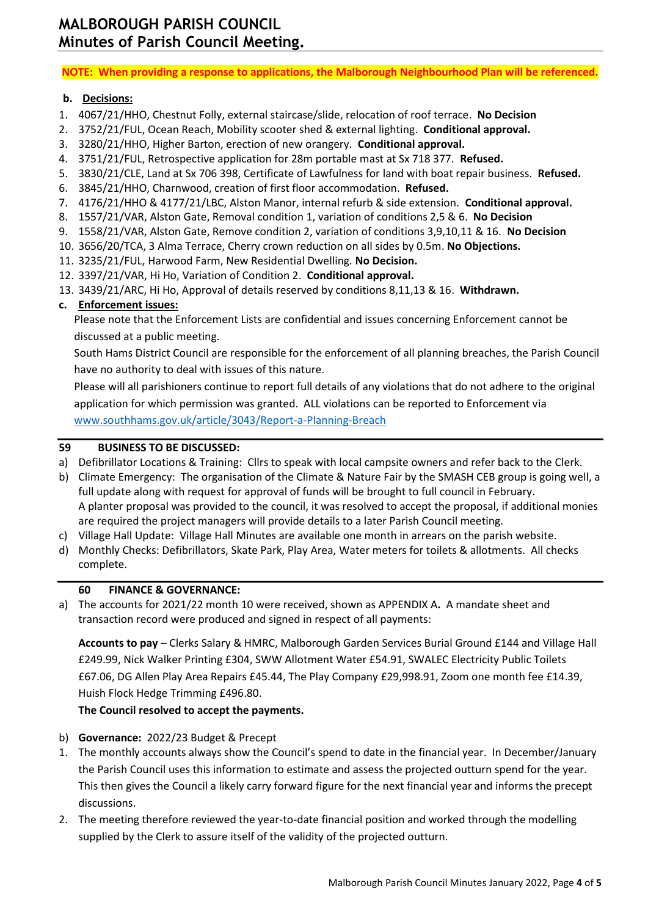**NOTE: When providing a response to applications, the Malborough Neighbourhood Plan will be referenced.**

**b. Decisions:**

1. 4067/21/HHO, Chestnut Folly, external staircase/slide, relocation of roof terrace. **No Decision**
2. 3752/21/FUL, Ocean Reach, Mobility scooter shed & external lighting. **Conditional approval.**
3. 3280/21/HHO, Higher Barton, erection of new orangery. **Conditional approval.**
4. 3751/21/FUL, Retrospective application for 28m portable mast at Sx 718 377. **Refused.**
5. 3830/21/CLE, Land at Sx 706 398, Certificate of Lawfulness for land with boat repair business. **Refused.**
6. 3845/21/HHO, Charnwood, creation of first floor accommodation. **Refused.**
7. 4176/21/HHO & 4177/21/LBC, Alston Manor, internal refurb & side extension. **Conditional approval.**
8. 1557/21/VAR, Alston Gate, Removal condition 1, variation of conditions 2,5 & 6. **No Decision**
9. 1558/21/VAR, Alston Gate, Remove condition 2, variation of conditions 3,9,10,11 & 16. **No Decision**
10. 3656/20/TCA, 3 Alma Terrace, Cherry crown reduction on all sides by 0.5m. **No Objections.**
11. 3235/21/FUL, Harwood Farm, New Residential Dwelling. **No Decision.**
12. 3397/21/VAR, Hi Ho, Variation of Condition 2. **Conditional approval.**
13. 3439/21/ARC, Hi Ho, Approval of details reserved by conditions 8,11,13 & 16. **Withdrawn.**

**c. Enforcement issues:**

Please note that the Enforcement Lists are confidential and issues concerning Enforcement cannot be discussed at a public meeting.

South Hams District Council are responsible for the enforcement of all planning breaches, the Parish Council have no authority to deal with issues of this nature.

Please will all parishioners continue to report full details of any violations that do not adhere to the original application for which permission was granted. ALL violations can be reported to Enforcement via www.southhams.gov.uk/article/3043/Report-a-Planning-Breach

## 59 BUSINESS TO BE DISCUSSED:

a) Defibrillator Locations & Training: Cllrs to speak with local campsite owners and refer back to the Clerk.
b) Climate Emergency: The organisation of the Climate & Nature Fair by the SMASH CEB group is going well, a full update along with request for approval of funds will be brought to full council in February.
   A planter proposal was provided to the council, it was resolved to accept the proposal, if additional monies are required the project managers will provide details to a later Parish Council meeting.
c) Village Hall Update: Village Hall Minutes are available one month in arrears on the parish website.
d) Monthly Checks: Defibrillators, Skate Park, Play Area, Water meters for toilets & allotments. All checks complete.

## 60 FINANCE & GOVERNANCE:

a) The accounts for 2021/22 month 10 were received, shown as APPENDIX A**.** A mandate sheet and transaction record were produced and signed in respect of all payments:

   **Accounts to pay** – Clerks Salary & HMRC, Malborough Garden Services Burial Ground £144 and Village Hall £249.99, Nick Walker Printing £304, SWW Allotment Water £54.91, SWALEC Electricity Public Toilets £67.06, DG Allen Play Area Repairs £45.44, The Play Company £29,998.91, Zoom one month fee £14.39, Huish Flock Hedge Trimming £496.80.

   **The Council resolved to accept the payments.**

b) **Governance:** 2022/23 Budget & Precept

1. The monthly accounts always show the Council's spend to date in the financial year. In December/January the Parish Council uses this information to estimate and assess the projected outturn spend for the year. This then gives the Council a likely carry forward figure for the next financial year and informs the precept discussions.
2. The meeting therefore reviewed the year-to-date financial position and worked through the modelling supplied by the Clerk to assure itself of the validity of the projected outturn.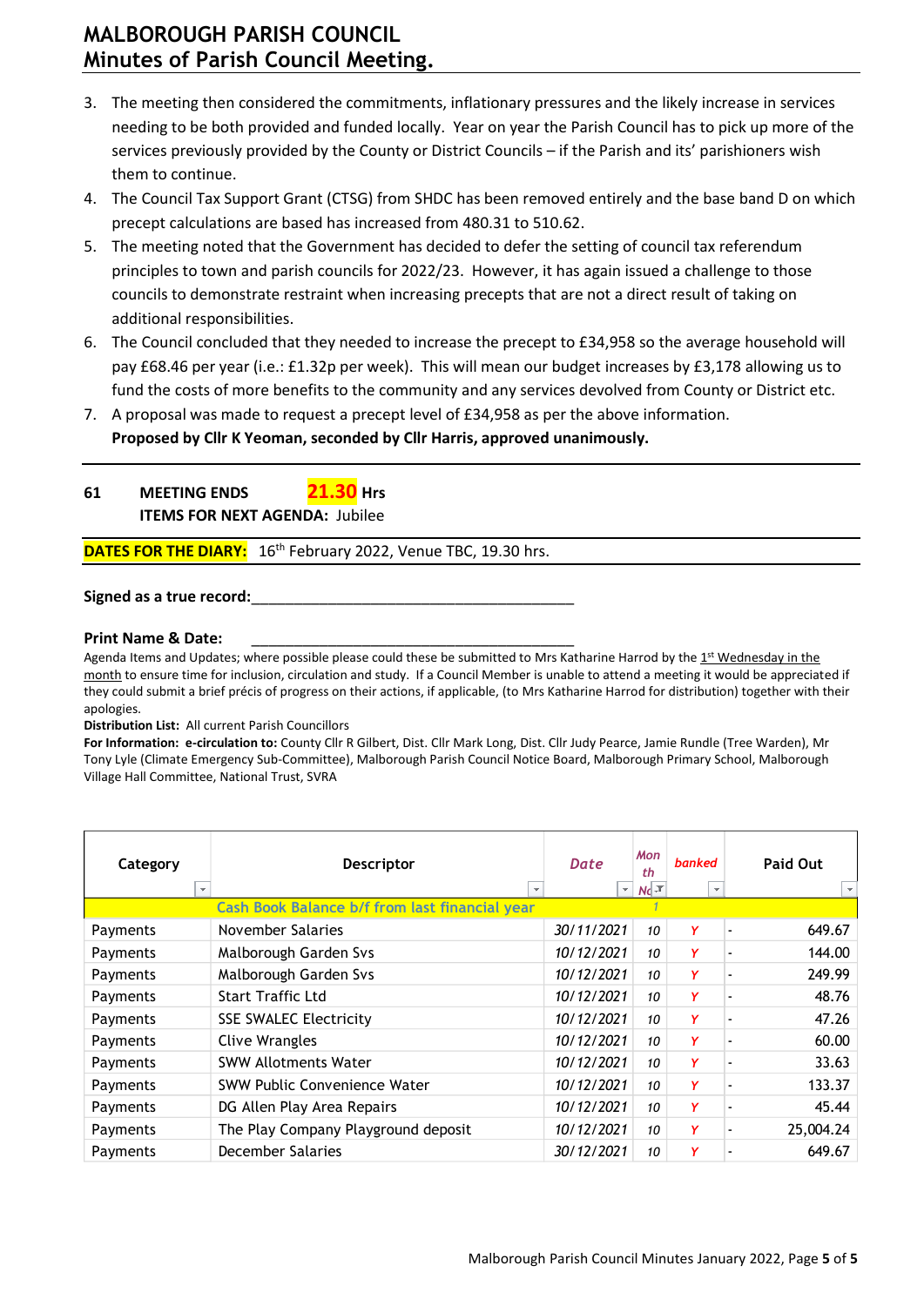3. The meeting then considered the commitments, inflationary pressures and the likely increase in services needing to be both provided and funded locally. Year on year the Parish Council has to pick up more of the services previously provided by the County or District Councils – if the Parish and its' parishioners wish them to continue.
4. The Council Tax Support Grant (CTSG) from SHDC has been removed entirely and the base band D on which precept calculations are based has increased from 480.31 to 510.62.
5. The meeting noted that the Government has decided to defer the setting of council tax referendum principles to town and parish councils for 2022/23. However, it has again issued a challenge to those councils to demonstrate restraint when increasing precepts that are not a direct result of taking on additional responsibilities.
6. The Council concluded that they needed to increase the precept to £34,958 so the average household will pay £68.46 per year (i.e.: £1.32p per week). This will mean our budget increases by £3,178 allowing us to fund the costs of more benefits to the community and any services devolved from County or District etc.
7. A proposal was made to request a precept level of £34,958 as per the above information.
   **Proposed by Cllr K Yeoman, seconded by Cllr Harris, approved unanimously.**

**61 MEETING ENDS 21.30 Hrs**
**ITEMS FOR NEXT AGENDA:** Jubilee

**DATES FOR THE DIARY:** 16th February 2022, Venue TBC, 19.30 hrs.

**Signed as a true record:**_______________________________________

**Print Name & Date:** _______________________________________

Agenda Items and Updates; where possible please could these be submitted to Mrs Katharine Harrod by the 1st Wednesday in the month to ensure time for inclusion, circulation and study. If a Council Member is unable to attend a meeting it would be appreciated if they could submit a brief précis of progress on their actions, if applicable, (to Mrs Katharine Harrod for distribution) together with their apologies.

**Distribution List:** All current Parish Councillors

**For Information: e-circulation to:** County Cllr R Gilbert, Dist. Cllr Mark Long, Dist. Cllr Judy Pearce, Jamie Rundle (Tree Warden), Mr Tony Lyle (Climate Emergency Sub-Committee), Malborough Parish Council Notice Board, Malborough Primary School, Malborough Village Hall Committee, National Trust, SVRA

| Category | Descriptor | *Date* | *Month No* | *banked* | | Paid Out |
|---|---|---|---|---|---|---|
| | Cash Book Balance b/f from last financial year | | *1* | | | |
| Payments | November Salaries | *30/11/2021* | *10* | *Y* | - | 649.67 |
| Payments | Malborough Garden Svs | *10/12/2021* | *10* | *Y* | - | 144.00 |
| Payments | Malborough Garden Svs | *10/12/2021* | *10* | *Y* | - | 249.99 |
| Payments | Start Traffic Ltd | *10/12/2021* | *10* | *Y* | - | 48.76 |
| Payments | SSE SWALEC Electricity | *10/12/2021* | *10* | *Y* | - | 47.26 |
| Payments | Clive Wrangles | *10/12/2021* | *10* | *Y* | - | 60.00 |
| Payments | SWW Allotments Water | *10/12/2021* | *10* | *Y* | - | 33.63 |
| Payments | SWW Public Convenience Water | *10/12/2021* | *10* | *Y* | - | 133.37 |
| Payments | DG Allen Play Area Repairs | *10/12/2021* | *10* | *Y* | - | 45.44 |
| Payments | The Play Company Playground deposit | *10/12/2021* | *10* | *Y* | - | 25,004.24 |
| Payments | December Salaries | *30/12/2021* | *10* | *Y* | - | 649.67 |